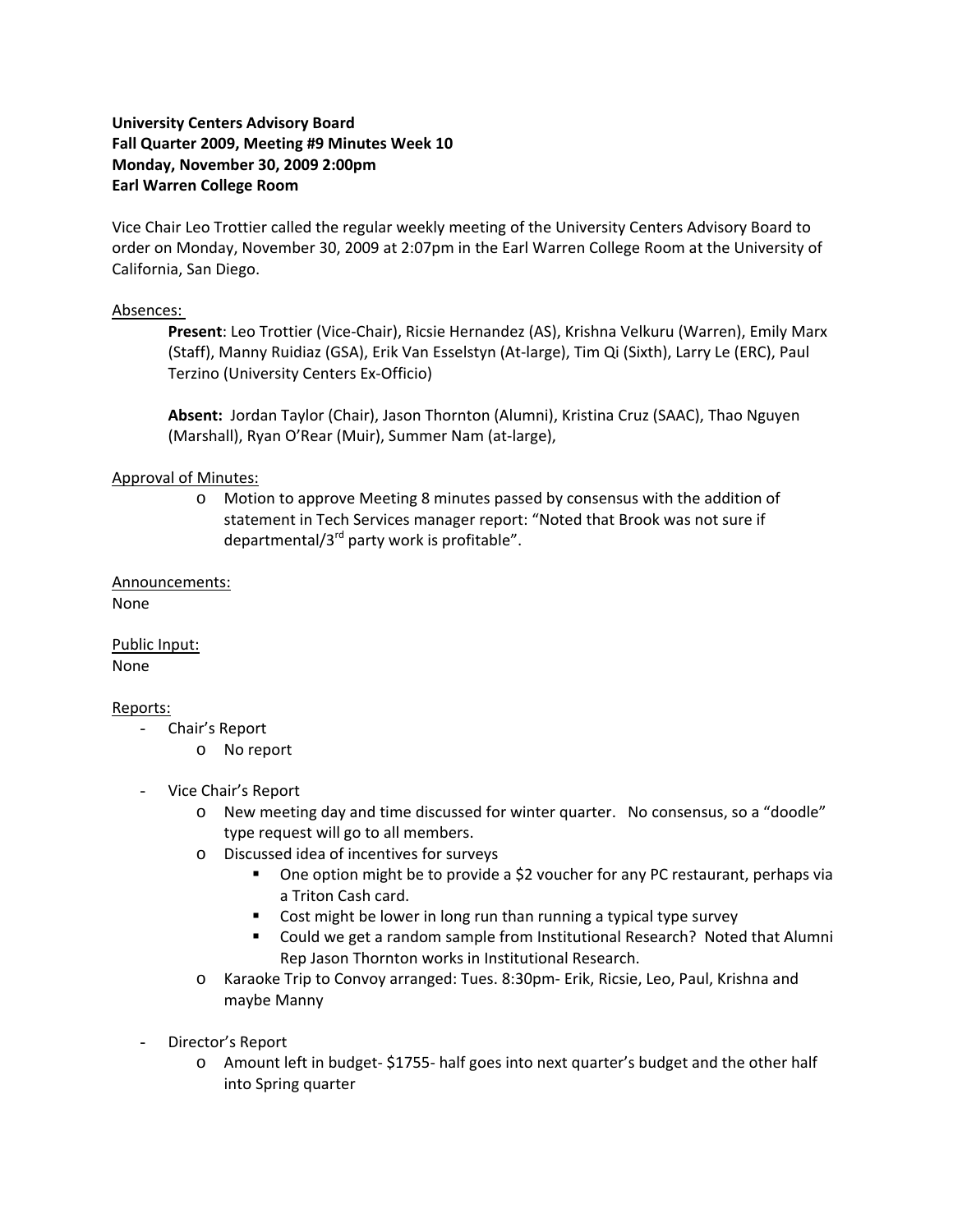**University Centers Advisory Board**
**Fall Quarter 2009, Meeting #9 Minutes Week 10**
**Monday, November 30, 2009 2:00pm**
**Earl Warren College Room**

Vice Chair Leo Trottier called the regular weekly meeting of the University Centers Advisory Board to order on Monday, November 30, 2009 at 2:07pm in the Earl Warren College Room at the University of California, San Diego.

Absences:

**Present**: Leo Trottier (Vice-Chair), Ricsie Hernandez (AS), Krishna Velkuru (Warren), Emily Marx (Staff), Manny Ruidiaz (GSA), Erik Van Esselstyn (At-large), Tim Qi (Sixth), Larry Le (ERC), Paul Terzino (University Centers Ex-Officio)

**Absent:** Jordan Taylor (Chair), Jason Thornton (Alumni), Kristina Cruz (SAAC), Thao Nguyen (Marshall), Ryan O'Rear (Muir), Summer Nam (at-large),

Approval of Minutes:

- Motion to approve Meeting 8 minutes passed by consensus with the addition of statement in Tech Services manager report: "Noted that Brook was not sure if departmental/3rd party work is profitable".

Announcements:
None

Public Input:
None

Reports:

- Chair's Report
  - No report
- Vice Chair's Report
  - New meeting day and time discussed for winter quarter. No consensus, so a "doodle" type request will go to all members.
  - Discussed idea of incentives for surveys
    - One option might be to provide a $2 voucher for any PC restaurant, perhaps via a Triton Cash card.
    - Cost might be lower in long run than running a typical type survey
    - Could we get a random sample from Institutional Research? Noted that Alumni Rep Jason Thornton works in Institutional Research.
  - Karaoke Trip to Convoy arranged: Tues. 8:30pm- Erik, Ricsie, Leo, Paul, Krishna and maybe Manny
- Director's Report
  - Amount left in budget- $1755- half goes into next quarter's budget and the other half into Spring quarter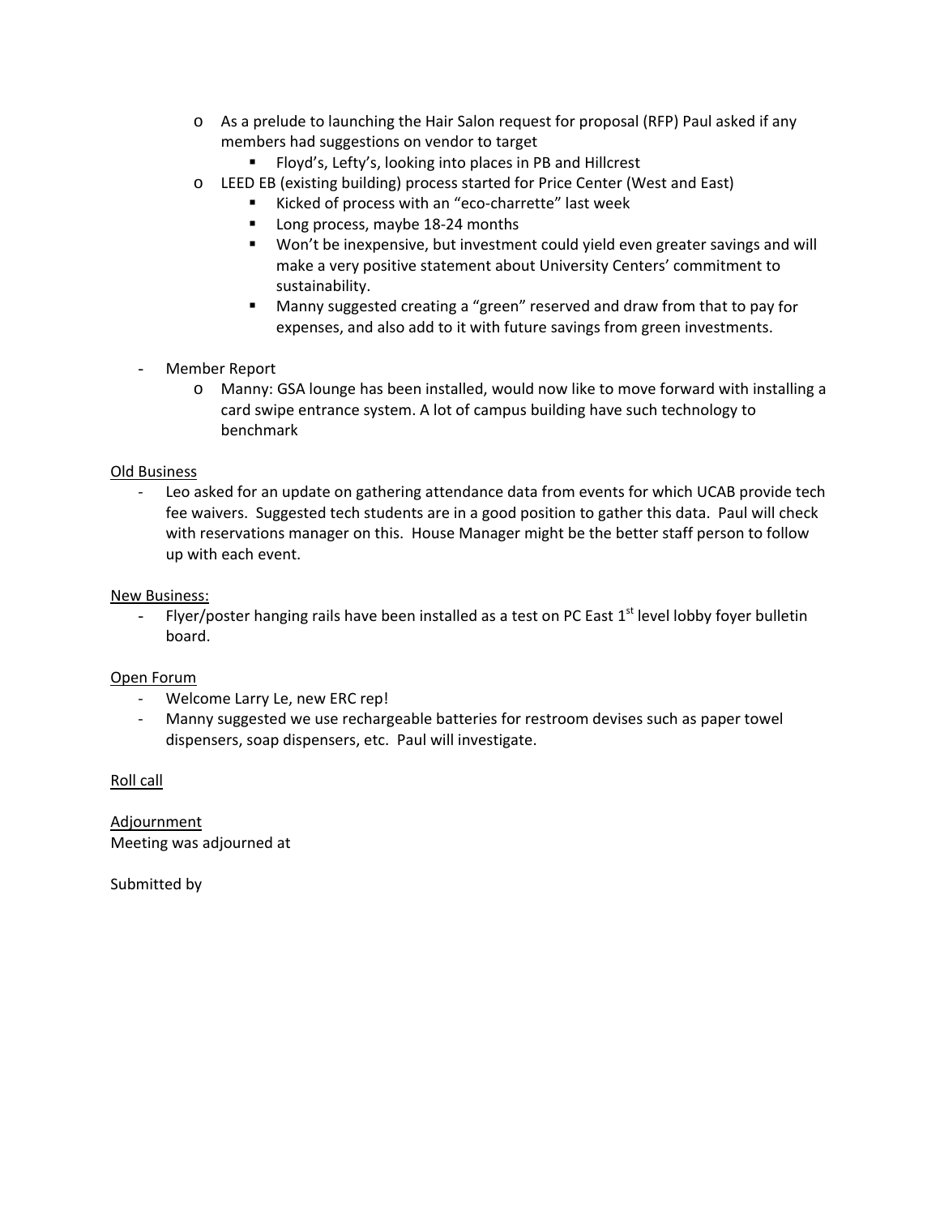- As a prelude to launching the Hair Salon request for proposal (RFP) Paul asked if any members had suggestions on vendor to target
    - Floyd's, Lefty's, looking into places in PB and Hillcrest
- LEED EB (existing building) process started for Price Center (West and East)
    - Kicked of process with an "eco-charrette" last week
    - Long process, maybe 18-24 months
    - Won't be inexpensive, but investment could yield even greater savings and will make a very positive statement about University Centers' commitment to sustainability.
    - Manny suggested creating a "green" reserved and draw from that to pay for expenses, and also add to it with future savings from green investments.

- Member Report
    - Manny: GSA lounge has been installed, would now like to move forward with installing a card swipe entrance system. A lot of campus building have such technology to benchmark

<u>Old Business</u>

- Leo asked for an update on gathering attendance data from events for which UCAB provide tech fee waivers. Suggested tech students are in a good position to gather this data. Paul will check with reservations manager on this. House Manager might be the better staff person to follow up with each event.

<u>New Business:</u>

- Flyer/poster hanging rails have been installed as a test on PC East 1st level lobby foyer bulletin board.

<u>Open Forum</u>

- Welcome Larry Le, new ERC rep!
- Manny suggested we use rechargeable batteries for restroom devises such as paper towel dispensers, soap dispensers, etc. Paul will investigate.

<u>Roll call</u>

<u>Adjournment</u>

Meeting was adjourned at

Submitted by